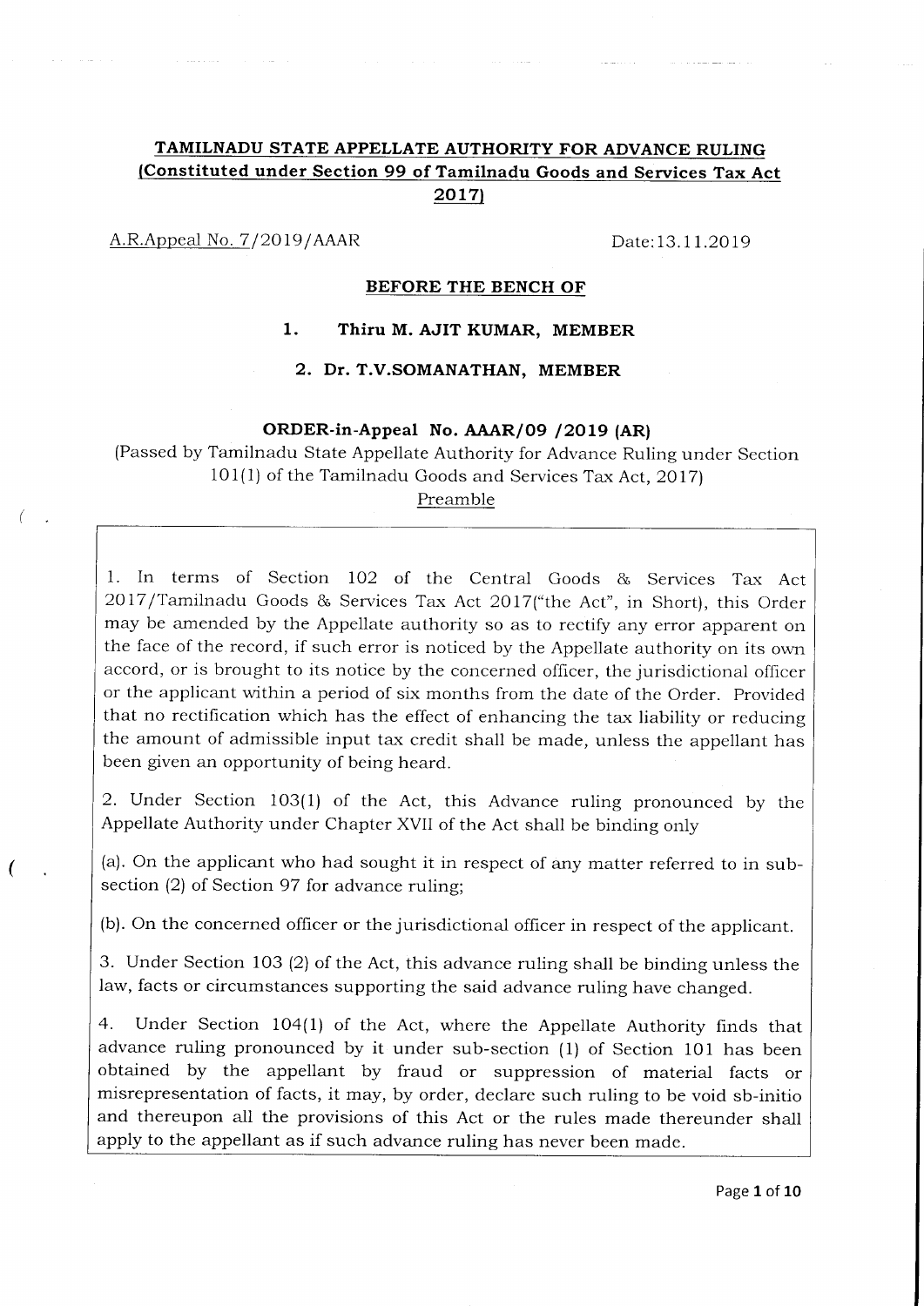# TAMILNADU STATE APPELLATE AUTHORITY FOR ADVANCE RULING
## (Constituted under Section 99 of Tamilnadu Goods and Services Tax Act 2017)

A.R.Appeal No. 7/2019/AAAR Date:13.11.2019

**BEFORE THE BENCH OF**

1. **Thiru M. AJIT KUMAR, MEMBER**
2. **Dr. T.V.SOMANATHAN, MEMBER**

**ORDER-in-Appeal No. AAAR/09 /2019 (AR)**

(Passed by Tamilnadu State Appellate Authority for Advance Ruling under Section 101(1) of the Tamilnadu Goods and Services Tax Act, 2017)

Preamble

1. In terms of Section 102 of the Central Goods & Services Tax Act 2017/Tamilnadu Goods & Services Tax Act 2017("the Act", in Short), this Order may be amended by the Appellate authority so as to rectify any error apparent on the face of the record, if such error is noticed by the Appellate authority on its own accord, or is brought to its notice by the concerned officer, the jurisdictional officer or the applicant within a period of six months from the date of the Order. Provided that no rectification which has the effect of enhancing the tax liability or reducing the amount of admissible input tax credit shall be made, unless the appellant has been given an opportunity of being heard.

2. Under Section 103(1) of the Act, this Advance ruling pronounced by the Appellate Authority under Chapter XVII of the Act shall be binding only

(a). On the applicant who had sought it in respect of any matter referred to in sub-section (2) of Section 97 for advance ruling;

(b). On the concerned officer or the jurisdictional officer in respect of the applicant.

3. Under Section 103 (2) of the Act, this advance ruling shall be binding unless the law, facts or circumstances supporting the said advance ruling have changed.

4. Under Section 104(1) of the Act, where the Appellate Authority finds that advance ruling pronounced by it under sub-section (1) of Section 101 has been obtained by the appellant by fraud or suppression of material facts or misrepresentation of facts, it may, by order, declare such ruling to be void sb-initio and thereupon all the provisions of this Act or the rules made thereunder shall apply to the appellant as if such advance ruling has never been made.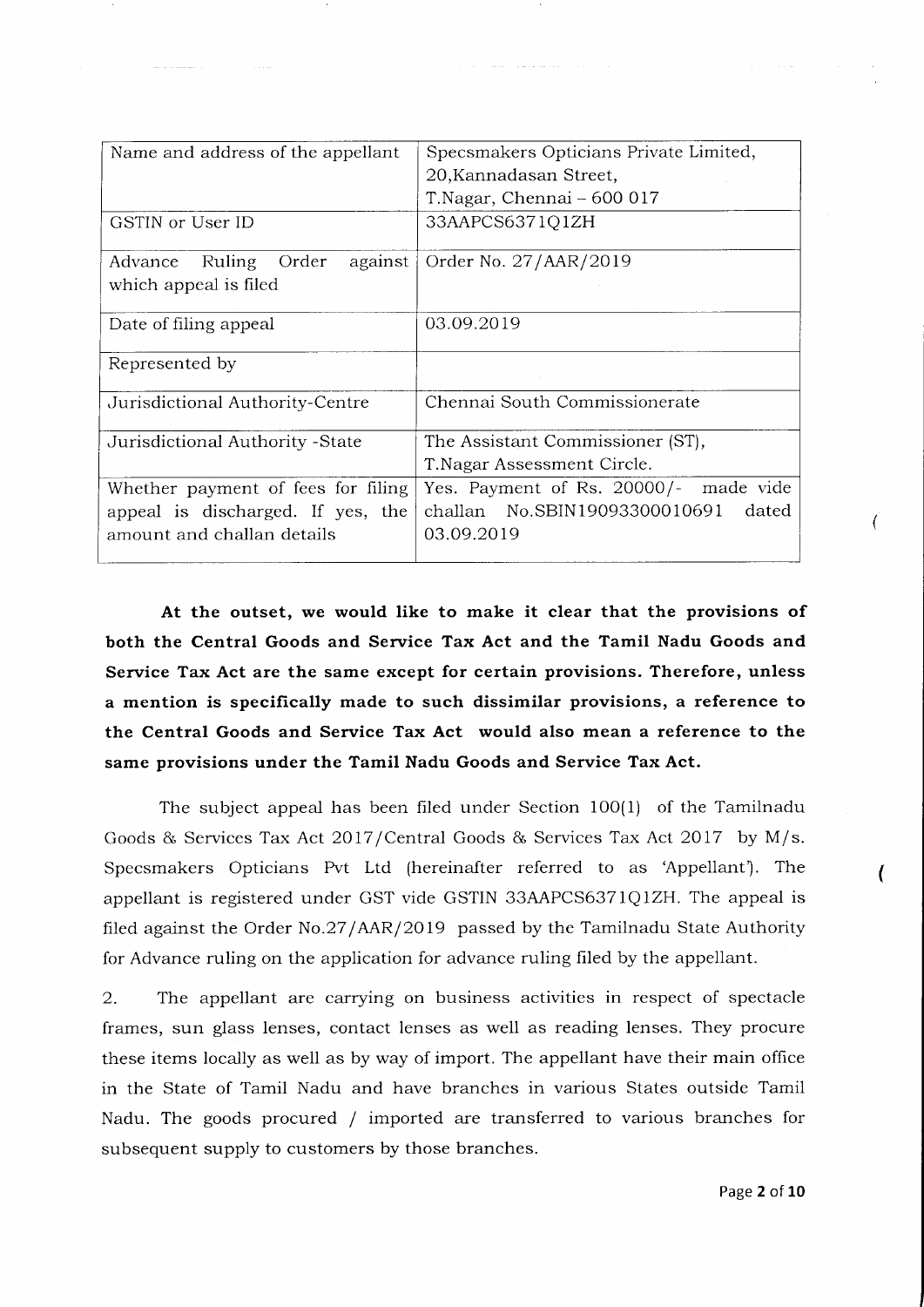| Name and address of the appellant | Specsmakers Opticians Private Limited, 20,Kannadasan Street, T.Nagar, Chennai – 600 017 |
|---|---|
| GSTIN or User ID | 33AAPCS6371Q1ZH |
| Advance Ruling Order against which appeal is filed | Order No. 27/AAR/2019 |
| Date of filing appeal | 03.09.2019 |
| Represented by | |
| Jurisdictional Authority-Centre | Chennai South Commissionerate |
| Jurisdictional Authority -State | The Assistant Commissioner (ST), T.Nagar Assessment Circle. |
| Whether payment of fees for filing appeal is discharged. If yes, the amount and challan details | Yes. Payment of Rs. 20000/- made vide challan No.SBIN19093300010691 dated 03.09.2019 |

**At the outset, we would like to make it clear that the provisions of both the Central Goods and Service Tax Act and the Tamil Nadu Goods and Service Tax Act are the same except for certain provisions. Therefore, unless a mention is specifically made to such dissimilar provisions, a reference to the Central Goods and Service Tax Act would also mean a reference to the same provisions under the Tamil Nadu Goods and Service Tax Act.**

The subject appeal has been filed under Section 100(1) of the Tamilnadu Goods & Services Tax Act 2017/Central Goods & Services Tax Act 2017 by M/s. Specsmakers Opticians Pvt Ltd (hereinafter referred to as 'Appellant'). The appellant is registered under GST vide GSTIN 33AAPCS6371Q1ZH. The appeal is filed against the Order No.27/AAR/2019 passed by the Tamilnadu State Authority for Advance ruling on the application for advance ruling filed by the appellant.

2. The appellant are carrying on business activities in respect of spectacle frames, sun glass lenses, contact lenses as well as reading lenses. They procure these items locally as well as by way of import. The appellant have their main office in the State of Tamil Nadu and have branches in various States outside Tamil Nadu. The goods procured / imported are transferred to various branches for subsequent supply to customers by those branches.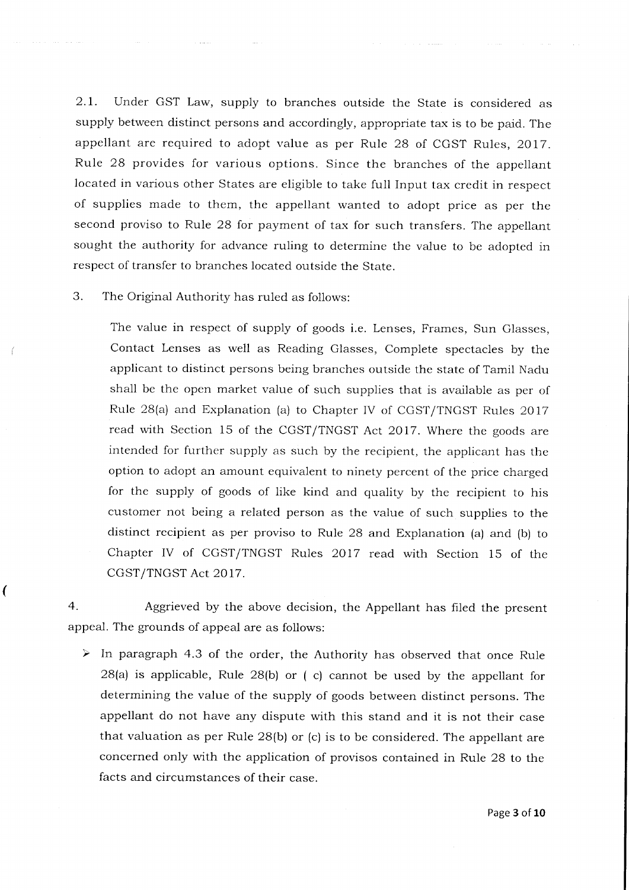2.1. Under GST Law, supply to branches outside the State is considered as supply between distinct persons and accordingly, appropriate tax is to be paid. The appellant are required to adopt value as per Rule 28 of CGST Rules, 2017. Rule 28 provides for various options. Since the branches of the appellant located in various other States are eligible to take full Input tax credit in respect of supplies made to them, the appellant wanted to adopt price as per the second proviso to Rule 28 for payment of tax for such transfers. The appellant sought the authority for advance ruling to determine the value to be adopted in respect of transfer to branches located outside the State.

3. The Original Authority has ruled as follows:

> The value in respect of supply of goods i.e. Lenses, Frames, Sun Glasses, Contact Lenses as well as Reading Glasses, Complete spectacles by the applicant to distinct persons being branches outside the state of Tamil Nadu shall be the open market value of such supplies that is available as per of Rule 28(a) and Explanation (a) to Chapter IV of CGST/TNGST Rules 2017 read with Section 15 of the CGST/TNGST Act 2017. Where the goods are intended for further supply as such by the recipient, the applicant has the option to adopt an amount equivalent to ninety percent of the price charged for the supply of goods of like kind and quality by the recipient to his customer not being a related person as the value of such supplies to the distinct recipient as per proviso to Rule 28 and Explanation (a) and (b) to Chapter IV of CGST/TNGST Rules 2017 read with Section 15 of the CGST/TNGST Act 2017.

4. Aggrieved by the above decision, the Appellant has filed the present appeal. The grounds of appeal are as follows:

- In paragraph 4.3 of the order, the Authority has observed that once Rule 28(a) is applicable, Rule 28(b) or ( c) cannot be used by the appellant for determining the value of the supply of goods between distinct persons. The appellant do not have any dispute with this stand and it is not their case that valuation as per Rule 28(b) or (c) is to be considered. The appellant are concerned only with the application of provisos contained in Rule 28 to the facts and circumstances of their case.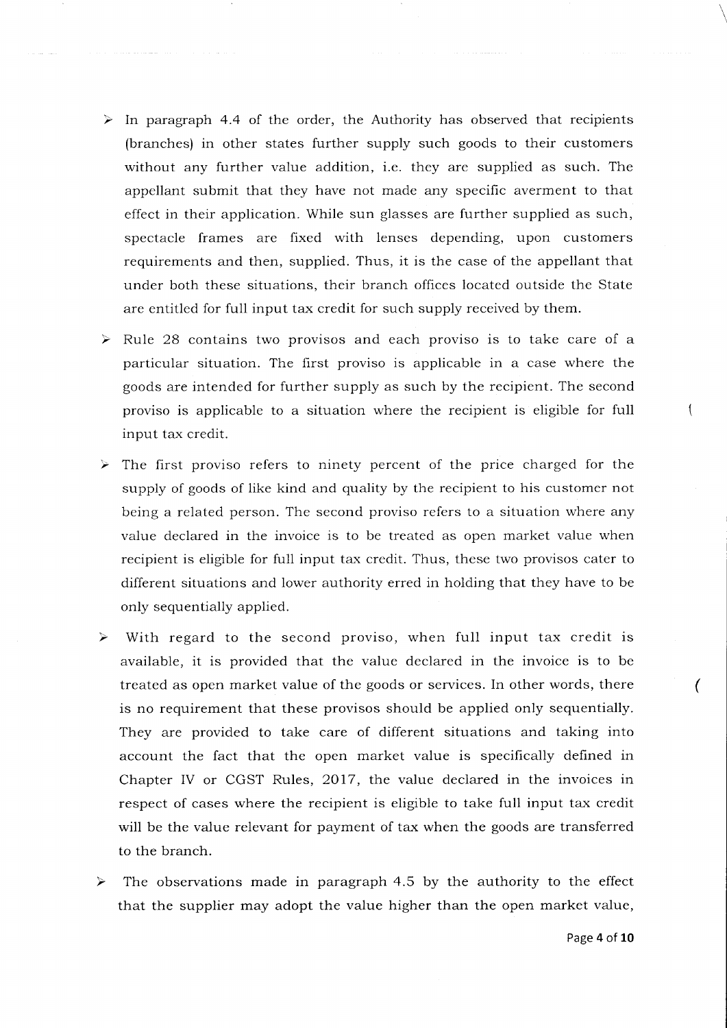- In paragraph 4.4 of the order, the Authority has observed that recipients (branches) in other states further supply such goods to their customers without any further value addition, i.e. they are supplied as such. The appellant submit that they have not made any specific averment to that effect in their application. While sun glasses are further supplied as such, spectacle frames are fixed with lenses depending, upon customers requirements and then, supplied. Thus, it is the case of the appellant that under both these situations, their branch offices located outside the State are entitled for full input tax credit for such supply received by them.

- Rule 28 contains two provisos and each proviso is to take care of a particular situation. The first proviso is applicable in a case where the goods are intended for further supply as such by the recipient. The second proviso is applicable to a situation where the recipient is eligible for full input tax credit.

- The first proviso refers to ninety percent of the price charged for the supply of goods of like kind and quality by the recipient to his customer not being a related person. The second proviso refers to a situation where any value declared in the invoice is to be treated as open market value when recipient is eligible for full input tax credit. Thus, these two provisos cater to different situations and lower authority erred in holding that they have to be only sequentially applied.

- With regard to the second proviso, when full input tax credit is available, it is provided that the value declared in the invoice is to be treated as open market value of the goods or services. In other words, there is no requirement that these provisos should be applied only sequentially. They are provided to take care of different situations and taking into account the fact that the open market value is specifically defined in Chapter IV or CGST Rules, 2017, the value declared in the invoices in respect of cases where the recipient is eligible to take full input tax credit will be the value relevant for payment of tax when the goods are transferred to the branch.

- The observations made in paragraph 4.5 by the authority to the effect that the supplier may adopt the value higher than the open market value,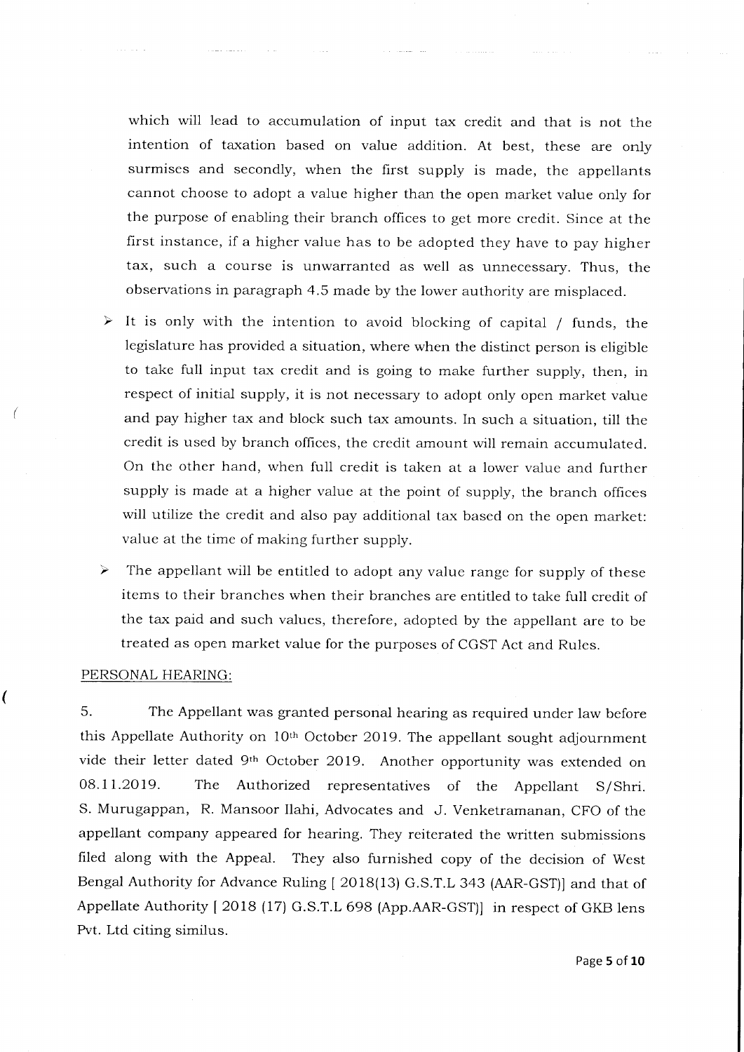which will lead to accumulation of input tax credit and that is not the intention of taxation based on value addition. At best, these are only surmises and secondly, when the first supply is made, the appellants cannot choose to adopt a value higher than the open market value only for the purpose of enabling their branch offices to get more credit. Since at the first instance, if a higher value has to be adopted they have to pay higher tax, such a course is unwarranted as well as unnecessary. Thus, the observations in paragraph 4.5 made by the lower authority are misplaced.

- It is only with the intention to avoid blocking of capital / funds, the legislature has provided a situation, where when the distinct person is eligible to take full input tax credit and is going to make further supply, then, in respect of initial supply, it is not necessary to adopt only open market value and pay higher tax and block such tax amounts. In such a situation, till the credit is used by branch offices, the credit amount will remain accumulated. On the other hand, when full credit is taken at a lower value and further supply is made at a higher value at the point of supply, the branch offices will utilize the credit and also pay additional tax based on the open market: value at the time of making further supply.

- The appellant will be entitled to adopt any value range for supply of these items to their branches when their branches are entitled to take full credit of the tax paid and such values, therefore, adopted by the appellant are to be treated as open market value for the purposes of CGST Act and Rules.

PERSONAL HEARING:

5. The Appellant was granted personal hearing as required under law before this Appellate Authority on 10th October 2019. The appellant sought adjournment vide their letter dated 9th October 2019. Another opportunity was extended on 08.11.2019. The Authorized representatives of the Appellant S/Shri. S. Murugappan, R. Mansoor Ilahi, Advocates and J. Venketramanan, CFO of the appellant company appeared for hearing. They reiterated the written submissions filed along with the Appeal. They also furnished copy of the decision of West Bengal Authority for Advance Ruling [ 2018(13) G.S.T.L 343 (AAR-GST)] and that of Appellate Authority [ 2018 (17) G.S.T.L 698 (App.AAR-GST)] in respect of GKB lens Pvt. Ltd citing similus.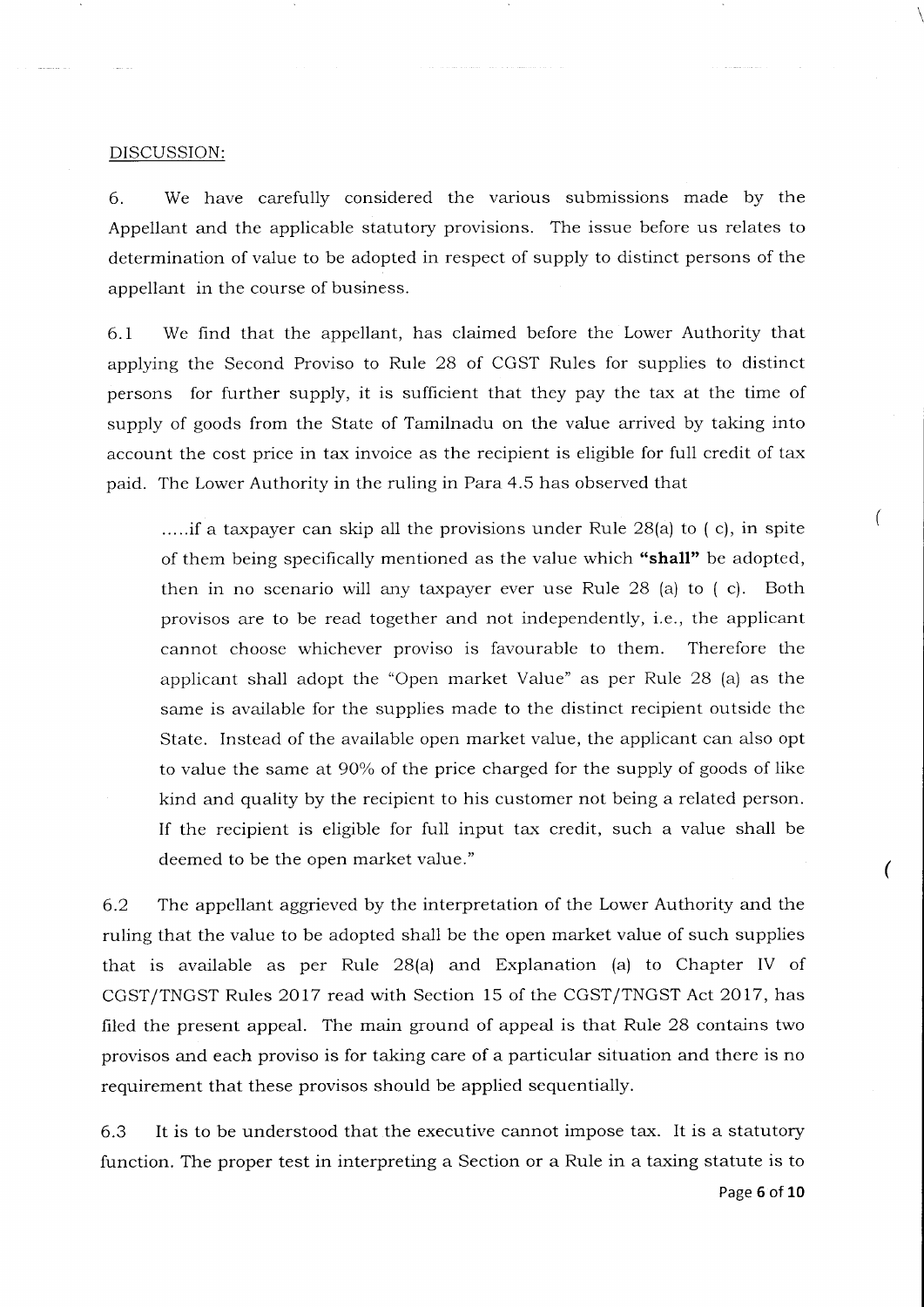DISCUSSION:

6. We have carefully considered the various submissions made by the Appellant and the applicable statutory provisions. The issue before us relates to determination of value to be adopted in respect of supply to distinct persons of the appellant in the course of business.

6.1 We find that the appellant, has claimed before the Lower Authority that applying the Second Proviso to Rule 28 of CGST Rules for supplies to distinct persons for further supply, it is sufficient that they pay the tax at the time of supply of goods from the State of Tamilnadu on the value arrived by taking into account the cost price in tax invoice as the recipient is eligible for full credit of tax paid. The Lower Authority in the ruling in Para 4.5 has observed that

> .....if a taxpayer can skip all the provisions under Rule 28(a) to ( c), in spite of them being specifically mentioned as the value which **"shall"** be adopted, then in no scenario will any taxpayer ever use Rule 28 (a) to ( c). Both provisos are to be read together and not independently, i.e., the applicant cannot choose whichever proviso is favourable to them. Therefore the applicant shall adopt the "Open market Value" as per Rule 28 (a) as the same is available for the supplies made to the distinct recipient outside the State. Instead of the available open market value, the applicant can also opt to value the same at 90% of the price charged for the supply of goods of like kind and quality by the recipient to his customer not being a related person. If the recipient is eligible for full input tax credit, such a value shall be deemed to be the open market value."

6.2 The appellant aggrieved by the interpretation of the Lower Authority and the ruling that the value to be adopted shall be the open market value of such supplies that is available as per Rule 28(a) and Explanation (a) to Chapter IV of CGST/TNGST Rules 2017 read with Section 15 of the CGST/TNGST Act 2017, has filed the present appeal. The main ground of appeal is that Rule 28 contains two provisos and each proviso is for taking care of a particular situation and there is no requirement that these provisos should be applied sequentially.

6.3 It is to be understood that the executive cannot impose tax. It is a statutory function. The proper test in interpreting a Section or a Rule in a taxing statute is to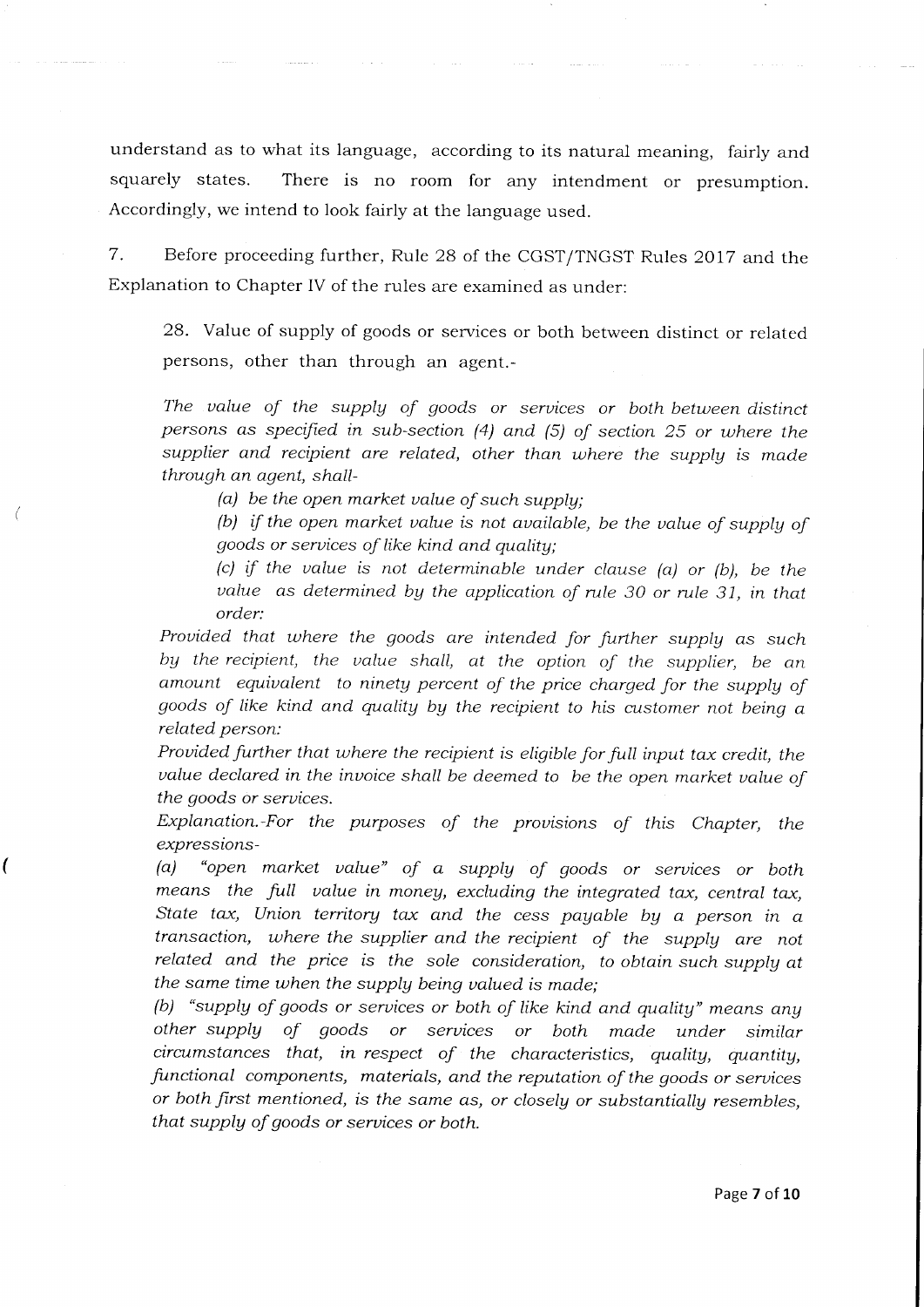understand as to what its language, according to its natural meaning, fairly and squarely states. There is no room for any intendment or presumption. Accordingly, we intend to look fairly at the language used.

7. Before proceeding further, Rule 28 of the CGST/TNGST Rules 2017 and the Explanation to Chapter IV of the rules are examined as under:

> 28. Value of supply of goods or services or both between distinct or related persons, other than through an agent.-
>
> *The value of the supply of goods or services or both between distinct persons as specified in sub-section (4) and (5) of section 25 or where the supplier and recipient are related, other than where the supply is made through an agent, shall-*
>
> *(a) be the open market value of such supply;*
>
> *(b) if the open market value is not available, be the value of supply of goods or services of like kind and quality;*
>
> *(c) if the value is not determinable under clause (a) or (b), be the value as determined by the application of rule 30 or rule 31, in that order:*
>
> *Provided that where the goods are intended for further supply as such by the recipient, the value shall, at the option of the supplier, be an amount equivalent to ninety percent of the price charged for the supply of goods of like kind and quality by the recipient to his customer not being a related person:*
>
> *Provided further that where the recipient is eligible for full input tax credit, the value declared in the invoice shall be deemed to be the open market value of the goods or services.*
>
> *Explanation.-For the purposes of the provisions of this Chapter, the expressions-*
>
> *(a) "open market value" of a supply of goods or services or both means the full value in money, excluding the integrated tax, central tax, State tax, Union territory tax and the cess payable by a person in a transaction, where the supplier and the recipient of the supply are not related and the price is the sole consideration, to obtain such supply at the same time when the supply being valued is made;*
>
> *(b) "supply of goods or services or both of like kind and quality" means any other supply of goods or services or both made under similar circumstances that, in respect of the characteristics, quality, quantity, functional components, materials, and the reputation of the goods or services or both first mentioned, is the same as, or closely or substantially resembles, that supply of goods or services or both.*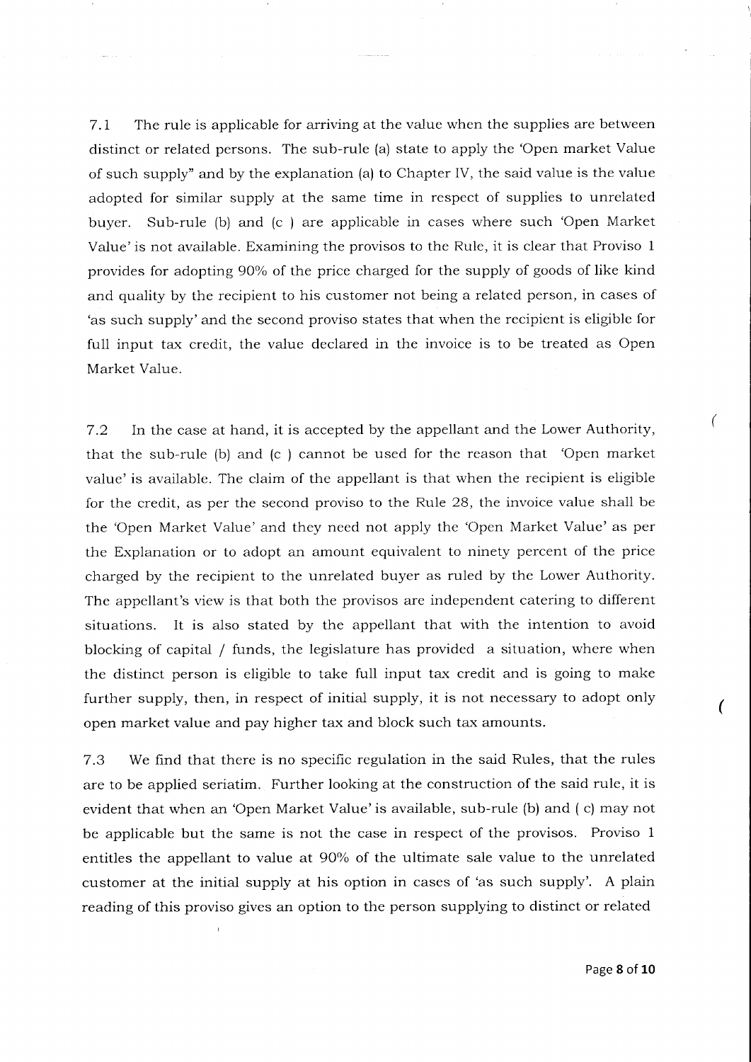7.1 The rule is applicable for arriving at the value when the supplies are between distinct or related persons. The sub-rule (a) state to apply the 'Open market Value of such supply" and by the explanation (a) to Chapter IV, the said value is the value adopted for similar supply at the same time in respect of supplies to unrelated buyer. Sub-rule (b) and (c ) are applicable in cases where such 'Open Market Value' is not available. Examining the provisos to the Rule, it is clear that Proviso 1 provides for adopting 90% of the price charged for the supply of goods of like kind and quality by the recipient to his customer not being a related person, in cases of 'as such supply' and the second proviso states that when the recipient is eligible for full input tax credit, the value declared in the invoice is to be treated as Open Market Value.

7.2 In the case at hand, it is accepted by the appellant and the Lower Authority, that the sub-rule (b) and (c ) cannot be used for the reason that 'Open market value' is available. The claim of the appellant is that when the recipient is eligible for the credit, as per the second proviso to the Rule 28, the invoice value shall be the 'Open Market Value' and they need not apply the 'Open Market Value' as per the Explanation or to adopt an amount equivalent to ninety percent of the price charged by the recipient to the unrelated buyer as ruled by the Lower Authority. The appellant's view is that both the provisos are independent catering to different situations. It is also stated by the appellant that with the intention to avoid blocking of capital / funds, the legislature has provided a situation, where when the distinct person is eligible to take full input tax credit and is going to make further supply, then, in respect of initial supply, it is not necessary to adopt only open market value and pay higher tax and block such tax amounts.

7.3 We find that there is no specific regulation in the said Rules, that the rules are to be applied seriatim. Further looking at the construction of the said rule, it is evident that when an 'Open Market Value' is available, sub-rule (b) and ( c) may not be applicable but the same is not the case in respect of the provisos. Proviso 1 entitles the appellant to value at 90% of the ultimate sale value to the unrelated customer at the initial supply at his option in cases of 'as such supply'. A plain reading of this proviso gives an option to the person supplying to distinct or related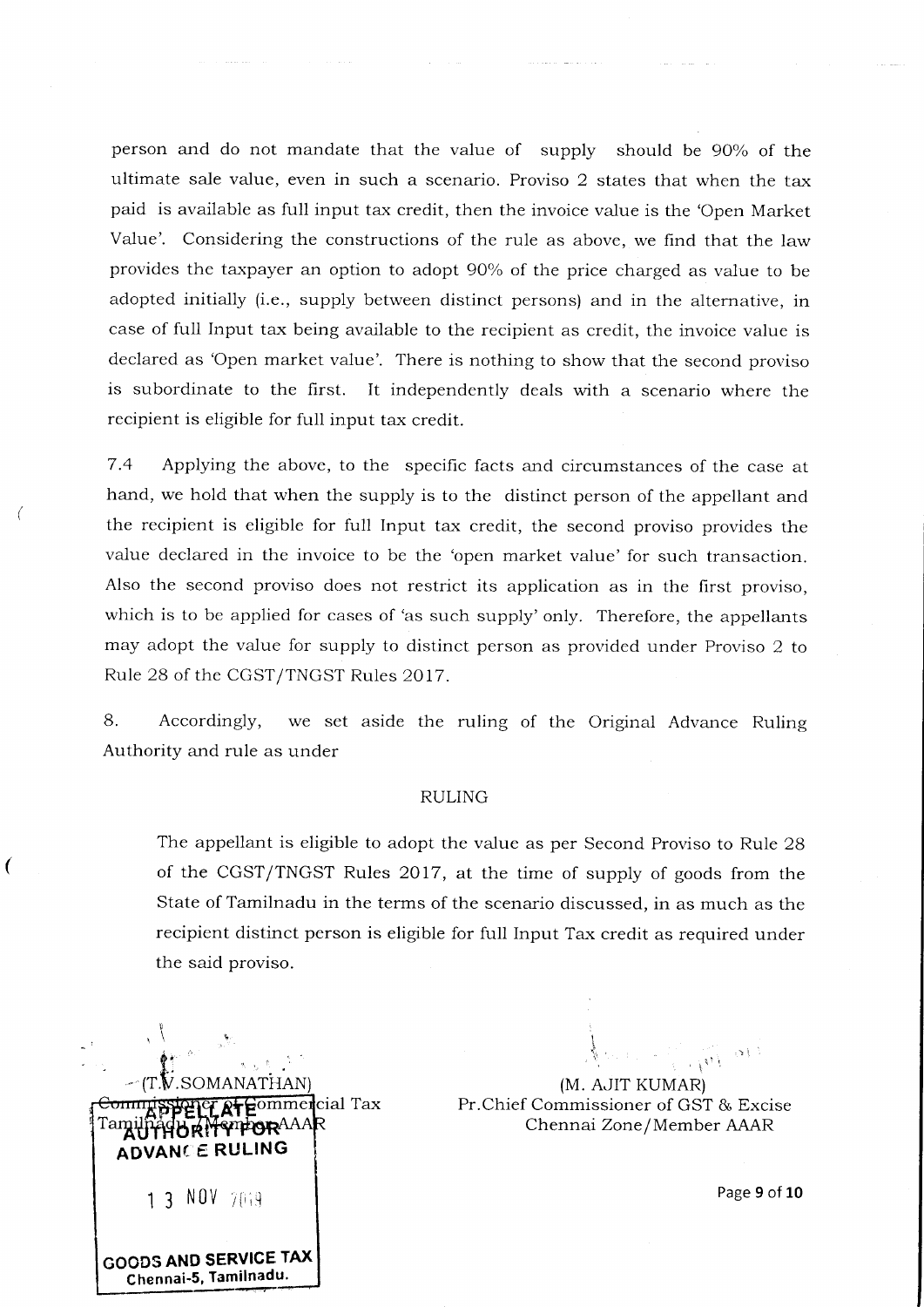person and do not mandate that the value of supply should be 90% of the ultimate sale value, even in such a scenario. Proviso 2 states that when the tax paid is available as full input tax credit, then the invoice value is the 'Open Market Value'. Considering the constructions of the rule as above, we find that the law provides the taxpayer an option to adopt 90% of the price charged as value to be adopted initially (i.e., supply between distinct persons) and in the alternative, in case of full Input tax being available to the recipient as credit, the invoice value is declared as 'Open market value'. There is nothing to show that the second proviso is subordinate to the first. It independently deals with a scenario where the recipient is eligible for full input tax credit.

7.4 Applying the above, to the specific facts and circumstances of the case at hand, we hold that when the supply is to the distinct person of the appellant and the recipient is eligible for full Input tax credit, the second proviso provides the value declared in the invoice to be the 'open market value' for such transaction. Also the second proviso does not restrict its application as in the first proviso, which is to be applied for cases of 'as such supply' only. Therefore, the appellants may adopt the value for supply to distinct person as provided under Proviso 2 to Rule 28 of the CGST/TNGST Rules 2017.

8. Accordingly, we set aside the ruling of the Original Advance Ruling Authority and rule as under

RULING

The appellant is eligible to adopt the value as per Second Proviso to Rule 28 of the CGST/TNGST Rules 2017, at the time of supply of goods from the State of Tamilnadu in the terms of the scenario discussed, in as much as the recipient distinct person is eligible for full Input Tax credit as required under the said proviso.

(T.V.SOMANATHAN)
Commissioner of Commercial Tax
Tamilnadu/Member AAAR

(M. AJIT KUMAR)
Pr.Chief Commissioner of GST & Excise
Chennai Zone/Member AAAR

APPELLATE AUTHORITY FOR ADVANCE RULING
13 NOV 2019
GOODS AND SERVICE TAX
Chennai-5, Tamilnadu.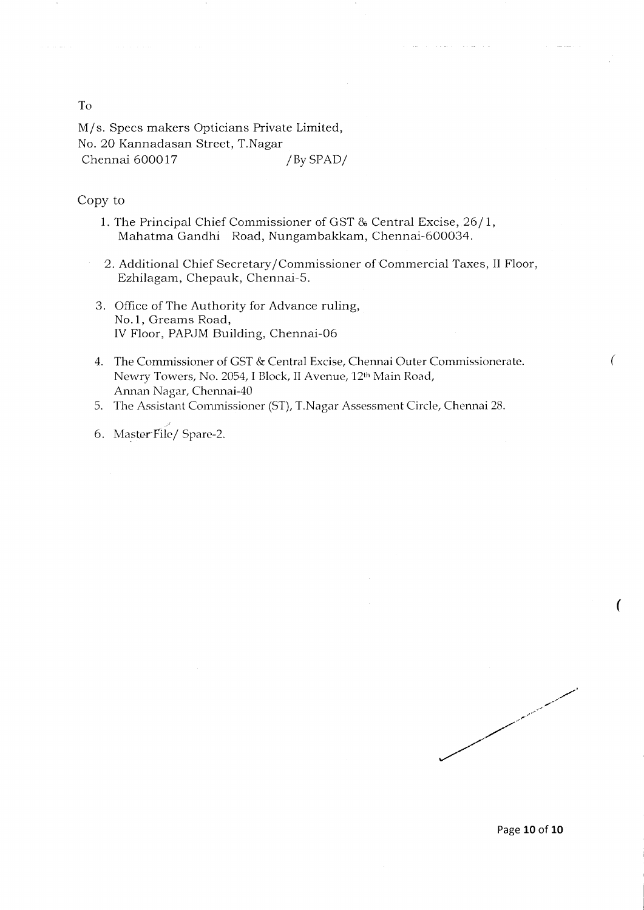To

M/s. Specs makers Opticians Private Limited,
No. 20 Kannadasan Street, T.Nagar
Chennai 600017 /By SPAD/

Copy to

1. The Principal Chief Commissioner of GST & Central Excise, 26/1, Mahatma Gandhi Road, Nungambakkam, Chennai-600034.
2. Additional Chief Secretary/Commissioner of Commercial Taxes, II Floor, Ezhilagam, Chepauk, Chennai-5.
3. Office of The Authority for Advance ruling, No.1, Greams Road, IV Floor, PAPJM Building, Chennai-06
4. The Commissioner of GST & Central Excise, Chennai Outer Commissionerate. Newry Towers, No. 2054, I Block, II Avenue, 12th Main Road, Annan Nagar, Chennai-40
5. The Assistant Commissioner (ST), T.Nagar Assessment Circle, Chennai 28.
6. Master File/ Spare-2.